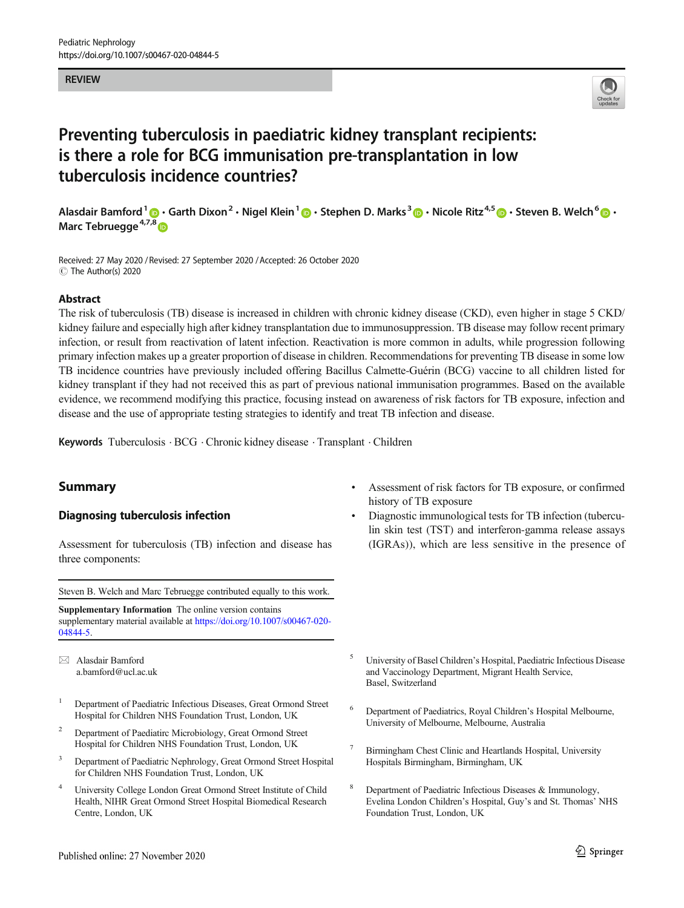REVIEW

# Preventing tuberculosis in paediatric kidney transplant recipients: is there a role for BCG immunisation pre-transplantation in low tuberculosis incidence countries?

Alasdair Bamford[1] · Garth Dixon[2] · Nigel Klein[1] · Stephen D. Marks[3] · Nicole Ritz[4,5] · Steven B. Welch[6] · Marc Tebruegge[4,7,8]

Received: 27 May 2020 / Revised: 27 September 2020 / Accepted: 26 October 2020
© The Author(s) 2020

## Abstract

The risk of tuberculosis (TB) disease is increased in children with chronic kidney disease (CKD), even higher in stage 5 CKD/kidney failure and especially high after kidney transplantation due to immunosuppression. TB disease may follow recent primary infection, or result from reactivation of latent infection. Reactivation is more common in adults, while progression following primary infection makes up a greater proportion of disease in children. Recommendations for preventing TB disease in some low TB incidence countries have previously included offering Bacillus Calmette-Guérin (BCG) vaccine to all children listed for kidney transplant if they had not received this as part of previous national immunisation programmes. Based on the available evidence, we recommend modifying this practice, focusing instead on awareness of risk factors for TB exposure, infection and disease and the use of appropriate testing strategies to identify and treat TB infection and disease.

**Keywords** Tuberculosis · BCG · Chronic kidney disease · Transplant · Children

## Summary

### Diagnosing tuberculosis infection

Assessment for tuberculosis (TB) infection and disease has three components:

- Assessment of risk factors for TB exposure, or confirmed history of TB exposure
- Diagnostic immunological tests for TB infection (tuberculin skin test (TST) and interferon-gamma release assays (IGRAs)), which are less sensitive in the presence of

Steven B. Welch and Marc Tebruegge contributed equally to this work.

**Supplementary Information** The online version contains supplementary material available at https://doi.org/10.1007/s00467-020-04844-5.

✉ Alasdair Bamford
a.bamford@ucl.ac.uk

1 Department of Paediatric Infectious Diseases, Great Ormond Street Hospital for Children NHS Foundation Trust, London, UK

2 Department of Paediatirc Microbiology, Great Ormond Street Hospital for Children NHS Foundation Trust, London, UK

3 Department of Paediatric Nephrology, Great Ormond Street Hospital for Children NHS Foundation Trust, London, UK

4 University College London Great Ormond Street Institute of Child Health, NIHR Great Ormond Street Hospital Biomedical Research Centre, London, UK

5 University of Basel Children's Hospital, Paediatric Infectious Disease and Vaccinology Department, Migrant Health Service, Basel, Switzerland

6 Department of Paediatrics, Royal Children's Hospital Melbourne, University of Melbourne, Melbourne, Australia

7 Birmingham Chest Clinic and Heartlands Hospital, University Hospitals Birmingham, Birmingham, UK

8 Department of Paediatric Infectious Diseases & Immunology, Evelina London Children's Hospital, Guy's and St. Thomas' NHS Foundation Trust, London, UK

Published online: 27 November 2020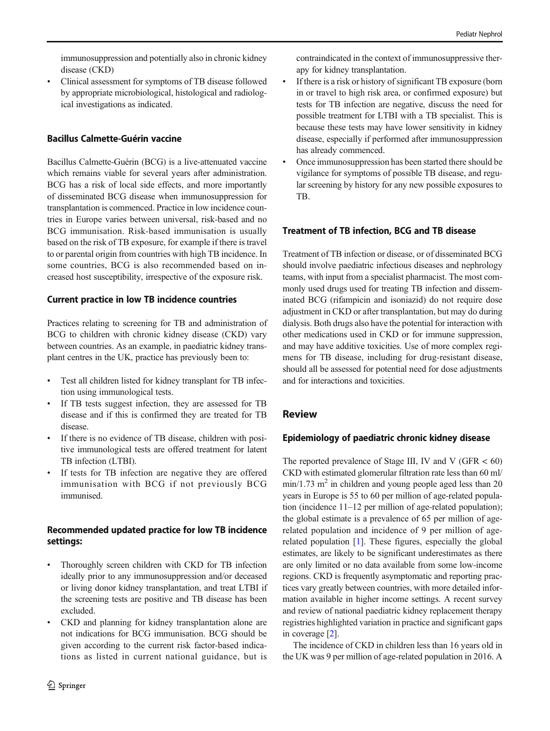immunosuppression and potentially also in chronic kidney disease (CKD)
- Clinical assessment for symptoms of TB disease followed by appropriate microbiological, histological and radiological investigations as indicated.

### Bacillus Calmette-Guérin vaccine

Bacillus Calmette-Guérin (BCG) is a live-attenuated vaccine which remains viable for several years after administration. BCG has a risk of local side effects, and more importantly of disseminated BCG disease when immunosuppression for transplantation is commenced. Practice in low incidence countries in Europe varies between universal, risk-based and no BCG immunisation. Risk-based immunisation is usually based on the risk of TB exposure, for example if there is travel to or parental origin from countries with high TB incidence. In some countries, BCG is also recommended based on increased host susceptibility, irrespective of the exposure risk.

### Current practice in low TB incidence countries

Practices relating to screening for TB and administration of BCG to children with chronic kidney disease (CKD) vary between countries. As an example, in paediatric kidney transplant centres in the UK, practice has previously been to:

- Test all children listed for kidney transplant for TB infection using immunological tests.
- If TB tests suggest infection, they are assessed for TB disease and if this is confirmed they are treated for TB disease.
- If there is no evidence of TB disease, children with positive immunological tests are offered treatment for latent TB infection (LTBI).
- If tests for TB infection are negative they are offered immunisation with BCG if not previously BCG immunised.

### Recommended updated practice for low TB incidence settings:

- Thoroughly screen children with CKD for TB infection ideally prior to any immunosuppression and/or deceased or living donor kidney transplantation, and treat LTBI if the screening tests are positive and TB disease has been excluded.
- CKD and planning for kidney transplantation alone are not indications for BCG immunisation. BCG should be given according to the current risk factor-based indications as listed in current national guidance, but is contraindicated in the context of immunosuppressive therapy for kidney transplantation.
- If there is a risk or history of significant TB exposure (born in or travel to high risk area, or confirmed exposure) but tests for TB infection are negative, discuss the need for possible treatment for LTBI with a TB specialist. This is because these tests may have lower sensitivity in kidney disease, especially if performed after immunosuppression has already commenced.
- Once immunosuppression has been started there should be vigilance for symptoms of possible TB disease, and regular screening by history for any new possible exposures to TB.

### Treatment of TB infection, BCG and TB disease

Treatment of TB infection or disease, or of disseminated BCG should involve paediatric infectious diseases and nephrology teams, with input from a specialist pharmacist. The most commonly used drugs used for treating TB infection and disseminated BCG (rifampicin and isoniazid) do not require dose adjustment in CKD or after transplantation, but may do during dialysis. Both drugs also have the potential for interaction with other medications used in CKD or for immune suppression, and may have additive toxicities. Use of more complex regimens for TB disease, including for drug-resistant disease, should all be assessed for potential need for dose adjustments and for interactions and toxicities.

## Review

### Epidemiology of paediatric chronic kidney disease

The reported prevalence of Stage III, IV and V (GFR < 60) CKD with estimated glomerular filtration rate less than 60 ml/min/1.73 $m^2$ in children and young people aged less than 20 years in Europe is 55 to 60 per million of age-related population (incidence 11–12 per million of age-related population); the global estimate is a prevalence of 65 per million of age-related population and incidence of 9 per million of age-related population [1]. These figures, especially the global estimates, are likely to be significant underestimates as there are only limited or no data available from some low-income regions. CKD is frequently asymptomatic and reporting practices vary greatly between countries, with more detailed information available in higher income settings. A recent survey and review of national paediatric kidney replacement therapy registries highlighted variation in practice and significant gaps in coverage [2].

The incidence of CKD in children less than 16 years old in the UK was 9 per million of age-related population in 2016. A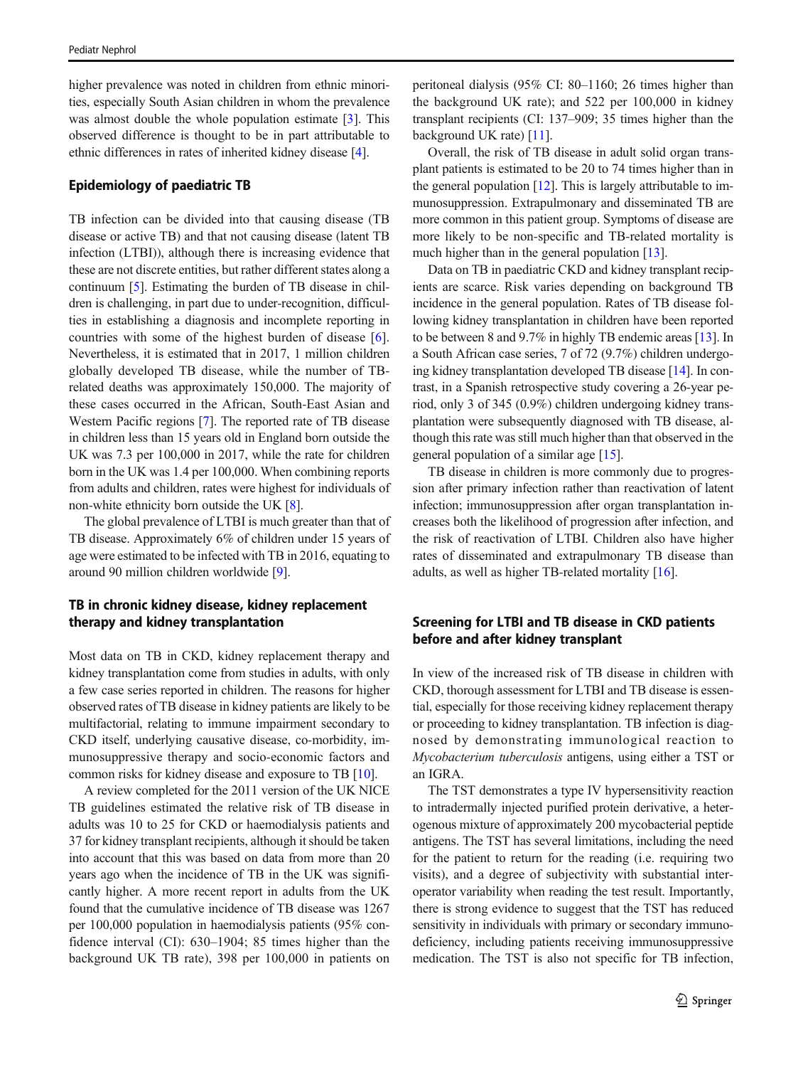higher prevalence was noted in children from ethnic minorities, especially South Asian children in whom the prevalence was almost double the whole population estimate [3]. This observed difference is thought to be in part attributable to ethnic differences in rates of inherited kidney disease [4].

## Epidemiology of paediatric TB

TB infection can be divided into that causing disease (TB disease or active TB) and that not causing disease (latent TB infection (LTBI)), although there is increasing evidence that these are not discrete entities, but rather different states along a continuum [5]. Estimating the burden of TB disease in children is challenging, in part due to under-recognition, difficulties in establishing a diagnosis and incomplete reporting in countries with some of the highest burden of disease [6]. Nevertheless, it is estimated that in 2017, 1 million children globally developed TB disease, while the number of TB-related deaths was approximately 150,000. The majority of these cases occurred in the African, South-East Asian and Western Pacific regions [7]. The reported rate of TB disease in children less than 15 years old in England born outside the UK was 7.3 per 100,000 in 2017, while the rate for children born in the UK was 1.4 per 100,000. When combining reports from adults and children, rates were highest for individuals of non-white ethnicity born outside the UK [8].

The global prevalence of LTBI is much greater than that of TB disease. Approximately 6% of children under 15 years of age were estimated to be infected with TB in 2016, equating to around 90 million children worldwide [9].

## TB in chronic kidney disease, kidney replacement therapy and kidney transplantation

Most data on TB in CKD, kidney replacement therapy and kidney transplantation come from studies in adults, with only a few case series reported in children. The reasons for higher observed rates of TB disease in kidney patients are likely to be multifactorial, relating to immune impairment secondary to CKD itself, underlying causative disease, co-morbidity, immunosuppressive therapy and socio-economic factors and common risks for kidney disease and exposure to TB [10].

A review completed for the 2011 version of the UK NICE TB guidelines estimated the relative risk of TB disease in adults was 10 to 25 for CKD or haemodialysis patients and 37 for kidney transplant recipients, although it should be taken into account that this was based on data from more than 20 years ago when the incidence of TB in the UK was significantly higher. A more recent report in adults from the UK found that the cumulative incidence of TB disease was 1267 per 100,000 population in haemodialysis patients (95% confidence interval (CI): 630–1904; 85 times higher than the background UK TB rate), 398 per 100,000 in patients on peritoneal dialysis (95% CI: 80–1160; 26 times higher than the background UK rate); and 522 per 100,000 in kidney transplant recipients (CI: 137–909; 35 times higher than the background UK rate) [11].

Overall, the risk of TB disease in adult solid organ transplant patients is estimated to be 20 to 74 times higher than in the general population [12]. This is largely attributable to immunosuppression. Extrapulmonary and disseminated TB are more common in this patient group. Symptoms of disease are more likely to be non-specific and TB-related mortality is much higher than in the general population [13].

Data on TB in paediatric CKD and kidney transplant recipients are scarce. Risk varies depending on background TB incidence in the general population. Rates of TB disease following kidney transplantation in children have been reported to be between 8 and 9.7% in highly TB endemic areas [13]. In a South African case series, 7 of 72 (9.7%) children undergoing kidney transplantation developed TB disease [14]. In contrast, in a Spanish retrospective study covering a 26-year period, only 3 of 345 (0.9%) children undergoing kidney transplantation were subsequently diagnosed with TB disease, although this rate was still much higher than that observed in the general population of a similar age [15].

TB disease in children is more commonly due to progression after primary infection rather than reactivation of latent infection; immunosuppression after organ transplantation increases both the likelihood of progression after infection, and the risk of reactivation of LTBI. Children also have higher rates of disseminated and extrapulmonary TB disease than adults, as well as higher TB-related mortality [16].

## Screening for LTBI and TB disease in CKD patients before and after kidney transplant

In view of the increased risk of TB disease in children with CKD, thorough assessment for LTBI and TB disease is essential, especially for those receiving kidney replacement therapy or proceeding to kidney transplantation. TB infection is diagnosed by demonstrating immunological reaction to *Mycobacterium tuberculosis* antigens, using either a TST or an IGRA.

The TST demonstrates a type IV hypersensitivity reaction to intradermally injected purified protein derivative, a heterogeneous mixture of approximately 200 mycobacterial peptide antigens. The TST has several limitations, including the need for the patient to return for the reading (i.e. requiring two visits), and a degree of subjectivity with substantial inter-operator variability when reading the test result. Importantly, there is strong evidence to suggest that the TST has reduced sensitivity in individuals with primary or secondary immunodeficiency, including patients receiving immunosuppressive medication. The TST is also not specific for TB infection,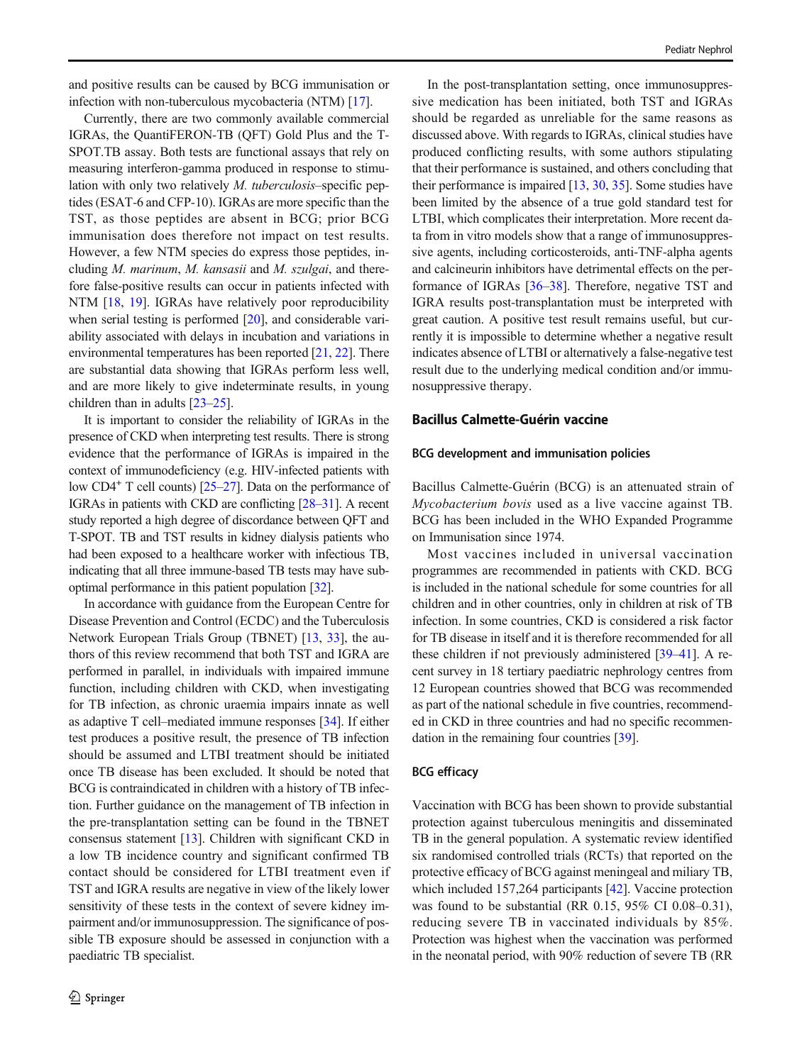and positive results can be caused by BCG immunisation or infection with non-tuberculous mycobacteria (NTM) [17].

Currently, there are two commonly available commercial IGRAs, the QuantiFERON-TB (QFT) Gold Plus and the T-SPOT.TB assay. Both tests are functional assays that rely on measuring interferon-gamma produced in response to stimulation with only two relatively *M. tuberculosis*–specific peptides (ESAT-6 and CFP-10). IGRAs are more specific than the TST, as those peptides are absent in BCG; prior BCG immunisation does therefore not impact on test results. However, a few NTM species do express those peptides, including *M. marinum*, *M. kansasii* and *M. szulgai*, and therefore false-positive results can occur in patients infected with NTM [18, 19]. IGRAs have relatively poor reproducibility when serial testing is performed [20], and considerable variability associated with delays in incubation and variations in environmental temperatures has been reported [21, 22]. There are substantial data showing that IGRAs perform less well, and are more likely to give indeterminate results, in young children than in adults [23–25].

It is important to consider the reliability of IGRAs in the presence of CKD when interpreting test results. There is strong evidence that the performance of IGRAs is impaired in the context of immunodeficiency (e.g. HIV-infected patients with low $CD4^{+}$ T cell counts) [25–27]. Data on the performance of IGRAs in patients with CKD are conflicting [28–31]. A recent study reported a high degree of discordance between QFT and T-SPOT. TB and TST results in kidney dialysis patients who had been exposed to a healthcare worker with infectious TB, indicating that all three immune-based TB tests may have suboptimal performance in this patient population [32].

In accordance with guidance from the European Centre for Disease Prevention and Control (ECDC) and the Tuberculosis Network European Trials Group (TBNET) [13, 33], the authors of this review recommend that both TST and IGRA are performed in parallel, in individuals with impaired immune function, including children with CKD, when investigating for TB infection, as chronic uraemia impairs innate as well as adaptive T cell–mediated immune responses [34]. If either test produces a positive result, the presence of TB infection should be assumed and LTBI treatment should be initiated once TB disease has been excluded. It should be noted that BCG is contraindicated in children with a history of TB infection. Further guidance on the management of TB infection in the pre-transplantation setting can be found in the TBNET consensus statement [13]. Children with significant CKD in a low TB incidence country and significant confirmed TB contact should be considered for LTBI treatment even if TST and IGRA results are negative in view of the likely lower sensitivity of these tests in the context of severe kidney impairment and/or immunosuppression. The significance of possible TB exposure should be assessed in conjunction with a paediatric TB specialist.

In the post-transplantation setting, once immunosuppressive medication has been initiated, both TST and IGRAs should be regarded as unreliable for the same reasons as discussed above. With regards to IGRAs, clinical studies have produced conflicting results, with some authors stipulating that their performance is sustained, and others concluding that their performance is impaired [13, 30, 35]. Some studies have been limited by the absence of a true gold standard test for LTBI, which complicates their interpretation. More recent data from in vitro models show that a range of immunosuppressive agents, including corticosteroids, anti-TNF-alpha agents and calcineurin inhibitors have detrimental effects on the performance of IGRAs [36–38]. Therefore, negative TST and IGRA results post-transplantation must be interpreted with great caution. A positive test result remains useful, but currently it is impossible to determine whether a negative result indicates absence of LTBI or alternatively a false-negative test result due to the underlying medical condition and/or immunosuppressive therapy.

## Bacillus Calmette-Guérin vaccine

### BCG development and immunisation policies

Bacillus Calmette-Guérin (BCG) is an attenuated strain of *Mycobacterium bovis* used as a live vaccine against TB. BCG has been included in the WHO Expanded Programme on Immunisation since 1974.

Most vaccines included in universal vaccination programmes are recommended in patients with CKD. BCG is included in the national schedule for some countries for all children and in other countries, only in children at risk of TB infection. In some countries, CKD is considered a risk factor for TB disease in itself and it is therefore recommended for all these children if not previously administered [39–41]. A recent survey in 18 tertiary paediatric nephrology centres from 12 European countries showed that BCG was recommended as part of the national schedule in five countries, recommended in CKD in three countries and had no specific recommendation in the remaining four countries [39].

### BCG efficacy

Vaccination with BCG has been shown to provide substantial protection against tuberculous meningitis and disseminated TB in the general population. A systematic review identified six randomised controlled trials (RCTs) that reported on the protective efficacy of BCG against meningeal and miliary TB, which included 157,264 participants [42]. Vaccine protection was found to be substantial (RR 0.15, 95% CI 0.08–0.31), reducing severe TB in vaccinated individuals by 85%. Protection was highest when the vaccination was performed in the neonatal period, with 90% reduction of severe TB (RR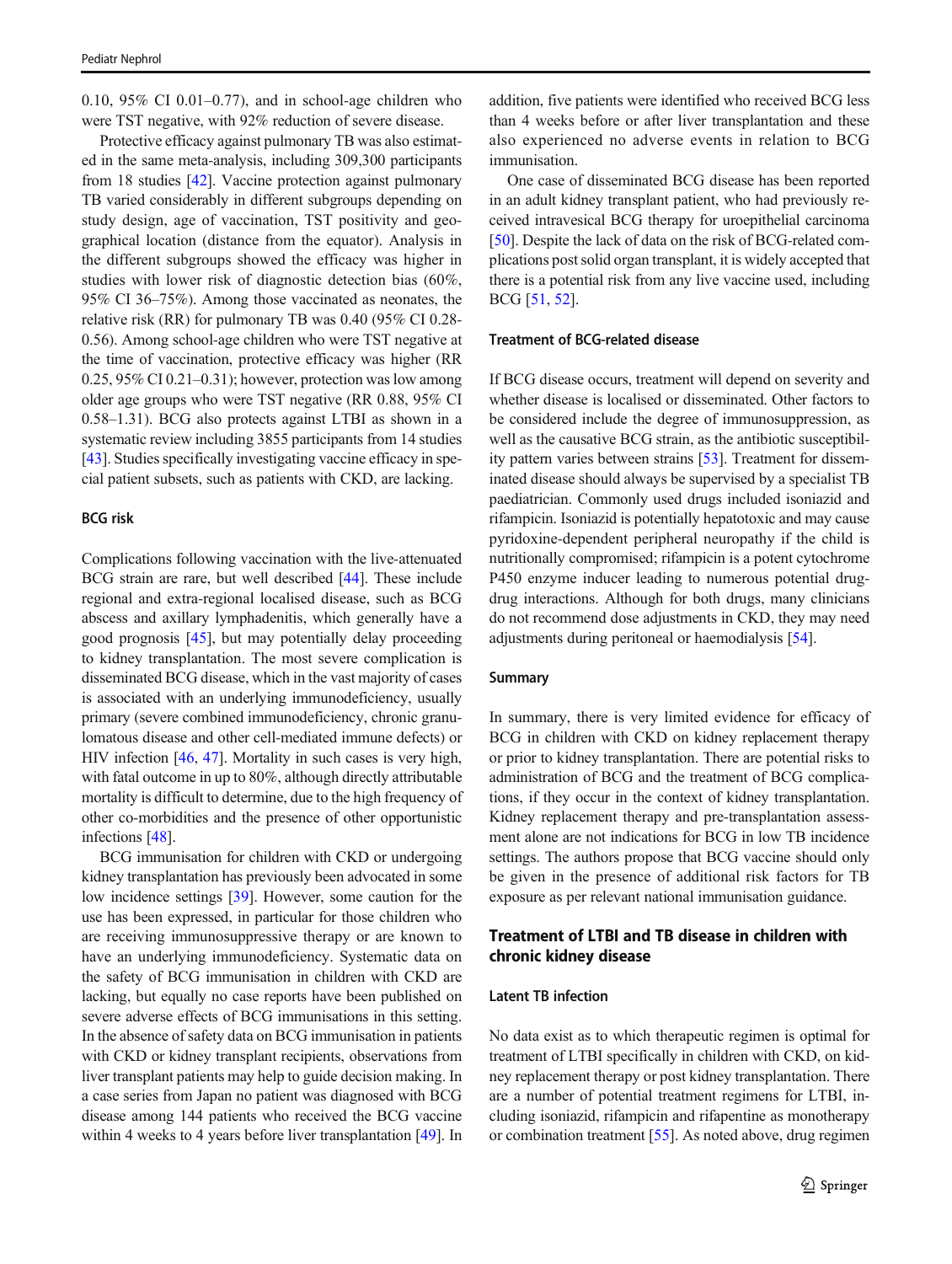0.10, 95% CI 0.01–0.77), and in school-age children who were TST negative, with 92% reduction of severe disease.

Protective efficacy against pulmonary TB was also estimated in the same meta-analysis, including 309,300 participants from 18 studies [42]. Vaccine protection against pulmonary TB varied considerably in different subgroups depending on study design, age of vaccination, TST positivity and geographical location (distance from the equator). Analysis in the different subgroups showed the efficacy was higher in studies with lower risk of diagnostic detection bias (60%, 95% CI 36–75%). Among those vaccinated as neonates, the relative risk (RR) for pulmonary TB was 0.40 (95% CI 0.28-0.56). Among school-age children who were TST negative at the time of vaccination, protective efficacy was higher (RR 0.25, 95% CI 0.21–0.31); however, protection was low among older age groups who were TST negative (RR 0.88, 95% CI 0.58–1.31). BCG also protects against LTBI as shown in a systematic review including 3855 participants from 14 studies [43]. Studies specifically investigating vaccine efficacy in special patient subsets, such as patients with CKD, are lacking.

### BCG risk

Complications following vaccination with the live-attenuated BCG strain are rare, but well described [44]. These include regional and extra-regional localised disease, such as BCG abscess and axillary lymphadenitis, which generally have a good prognosis [45], but may potentially delay proceeding to kidney transplantation. The most severe complication is disseminated BCG disease, which in the vast majority of cases is associated with an underlying immunodeficiency, usually primary (severe combined immunodeficiency, chronic granulomatous disease and other cell-mediated immune defects) or HIV infection [46, 47]. Mortality in such cases is very high, with fatal outcome in up to 80%, although directly attributable mortality is difficult to determine, due to the high frequency of other co-morbidities and the presence of other opportunistic infections [48].

BCG immunisation for children with CKD or undergoing kidney transplantation has previously been advocated in some low incidence settings [39]. However, some caution for the use has been expressed, in particular for those children who are receiving immunosuppressive therapy or are known to have an underlying immunodeficiency. Systematic data on the safety of BCG immunisation in children with CKD are lacking, but equally no case reports have been published on severe adverse effects of BCG immunisations in this setting. In the absence of safety data on BCG immunisation in patients with CKD or kidney transplant recipients, observations from liver transplant patients may help to guide decision making. In a case series from Japan no patient was diagnosed with BCG disease among 144 patients who received the BCG vaccine within 4 weeks to 4 years before liver transplantation [49]. In addition, five patients were identified who received BCG less than 4 weeks before or after liver transplantation and these also experienced no adverse events in relation to BCG immunisation.

One case of disseminated BCG disease has been reported in an adult kidney transplant patient, who had previously received intravesical BCG therapy for uroepithelial carcinoma [50]. Despite the lack of data on the risk of BCG-related complications post solid organ transplant, it is widely accepted that there is a potential risk from any live vaccine used, including BCG [51, 52].

### Treatment of BCG-related disease

If BCG disease occurs, treatment will depend on severity and whether disease is localised or disseminated. Other factors to be considered include the degree of immunosuppression, as well as the causative BCG strain, as the antibiotic susceptibility pattern varies between strains [53]. Treatment for disseminated disease should always be supervised by a specialist TB paediatrician. Commonly used drugs included isoniazid and rifampicin. Isoniazid is potentially hepatotoxic and may cause pyridoxine-dependent peripheral neuropathy if the child is nutritionally compromised; rifampicin is a potent cytochrome P450 enzyme inducer leading to numerous potential drug-drug interactions. Although for both drugs, many clinicians do not recommend dose adjustments in CKD, they may need adjustments during peritoneal or haemodialysis [54].

### Summary

In summary, there is very limited evidence for efficacy of BCG in children with CKD on kidney replacement therapy or prior to kidney transplantation. There are potential risks to administration of BCG and the treatment of BCG complications, if they occur in the context of kidney transplantation. Kidney replacement therapy and pre-transplantation assessment alone are not indications for BCG in low TB incidence settings. The authors propose that BCG vaccine should only be given in the presence of additional risk factors for TB exposure as per relevant national immunisation guidance.

## Treatment of LTBI and TB disease in children with chronic kidney disease

### Latent TB infection

No data exist as to which therapeutic regimen is optimal for treatment of LTBI specifically in children with CKD, on kidney replacement therapy or post kidney transplantation. There are a number of potential treatment regimens for LTBI, including isoniazid, rifampicin and rifapentine as monotherapy or combination treatment [55]. As noted above, drug regimen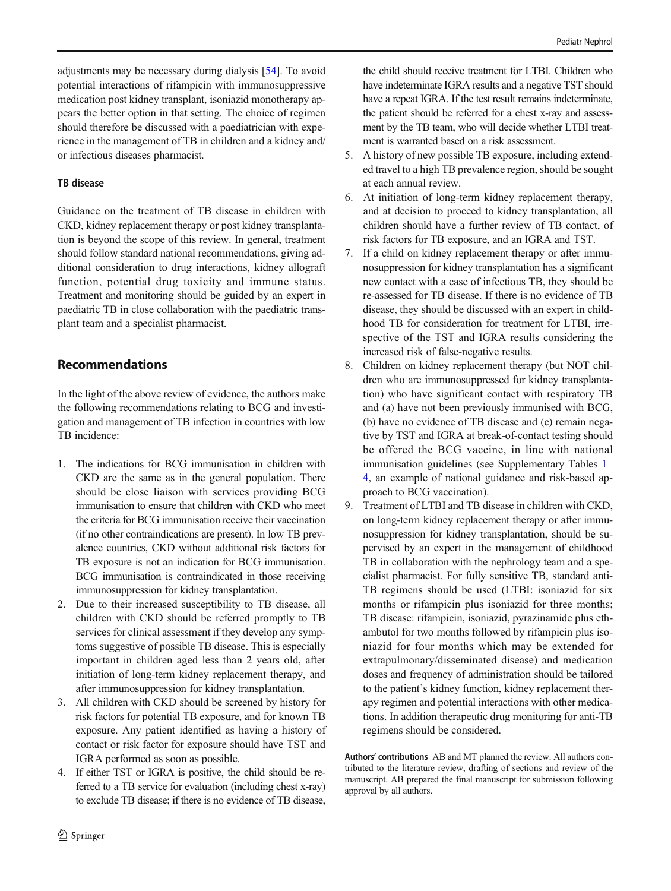adjustments may be necessary during dialysis [54]. To avoid potential interactions of rifampicin with immunosuppressive medication post kidney transplant, isoniazid monotherapy appears the better option in that setting. The choice of regimen should therefore be discussed with a paediatrician with experience in the management of TB in children and a kidney and/or infectious diseases pharmacist.

### TB disease

Guidance on the treatment of TB disease in children with CKD, kidney replacement therapy or post kidney transplantation is beyond the scope of this review. In general, treatment should follow standard national recommendations, giving additional consideration to drug interactions, kidney allograft function, potential drug toxicity and immune status. Treatment and monitoring should be guided by an expert in paediatric TB in close collaboration with the paediatric transplant team and a specialist pharmacist.

## Recommendations

In the light of the above review of evidence, the authors make the following recommendations relating to BCG and investigation and management of TB infection in countries with low TB incidence:

1. The indications for BCG immunisation in children with CKD are the same as in the general population. There should be close liaison with services providing BCG immunisation to ensure that children with CKD who meet the criteria for BCG immunisation receive their vaccination (if no other contraindications are present). In low TB prevalence countries, CKD without additional risk factors for TB exposure is not an indication for BCG immunisation. BCG immunisation is contraindicated in those receiving immunosuppression for kidney transplantation.
2. Due to their increased susceptibility to TB disease, all children with CKD should be referred promptly to TB services for clinical assessment if they develop any symptoms suggestive of possible TB disease. This is especially important in children aged less than 2 years old, after initiation of long-term kidney replacement therapy, and after immunosuppression for kidney transplantation.
3. All children with CKD should be screened by history for risk factors for potential TB exposure, and for known TB exposure. Any patient identified as having a history of contact or risk factor for exposure should have TST and IGRA performed as soon as possible.
4. If either TST or IGRA is positive, the child should be referred to a TB service for evaluation (including chest x-ray) to exclude TB disease; if there is no evidence of TB disease, the child should receive treatment for LTBI. Children who have indeterminate IGRA results and a negative TST should have a repeat IGRA. If the test result remains indeterminate, the patient should be referred for a chest x-ray and assessment by the TB team, who will decide whether LTBI treatment is warranted based on a risk assessment.
5. A history of new possible TB exposure, including extended travel to a high TB prevalence region, should be sought at each annual review.
6. At initiation of long-term kidney replacement therapy, and at decision to proceed to kidney transplantation, all children should have a further review of TB contact, of risk factors for TB exposure, and an IGRA and TST.
7. If a child on kidney replacement therapy or after immunosuppression for kidney transplantation has a significant new contact with a case of infectious TB, they should be re-assessed for TB disease. If there is no evidence of TB disease, they should be discussed with an expert in childhood TB for consideration for treatment for LTBI, irrespective of the TST and IGRA results considering the increased risk of false-negative results.
8. Children on kidney replacement therapy (but NOT children who are immunosuppressed for kidney transplantation) who have significant contact with respiratory TB and (a) have not been previously immunised with BCG, (b) have no evidence of TB disease and (c) remain negative by TST and IGRA at break-of-contact testing should be offered the BCG vaccine, in line with national immunisation guidelines (see Supplementary Tables 1–4, an example of national guidance and risk-based approach to BCG vaccination).
9. Treatment of LTBI and TB disease in children with CKD, on long-term kidney replacement therapy or after immunosuppression for kidney transplantation, should be supervised by an expert in the management of childhood TB in collaboration with the nephrology team and a specialist pharmacist. For fully sensitive TB, standard anti-TB regimens should be used (LTBI: isoniazid for six months or rifampicin plus isoniazid for three months; TB disease: rifampicin, isoniazid, pyrazinamide plus ethambutol for two months followed by rifampicin plus isoniazid for four months which may be extended for extrapulmonary/disseminated disease) and medication doses and frequency of administration should be tailored to the patient's kidney function, kidney replacement therapy regimen and potential interactions with other medications. In addition therapeutic drug monitoring for anti-TB regimens should be considered.

**Authors' contributions** AB and MT planned the review. All authors contributed to the literature review, drafting of sections and review of the manuscript. AB prepared the final manuscript for submission following approval by all authors.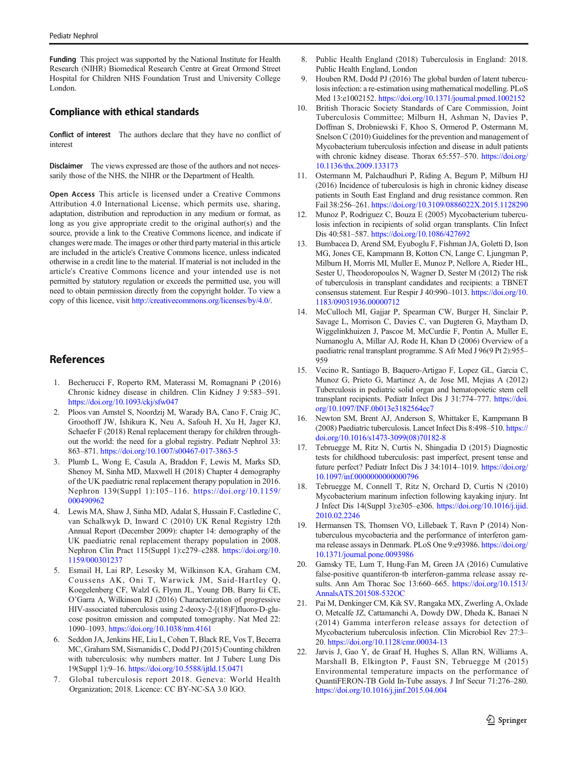**Funding** This project was supported by the National Institute for Health Research (NIHR) Biomedical Research Centre at Great Ormond Street Hospital for Children NHS Foundation Trust and University College London.

## Compliance with ethical standards

**Conflict of interest** The authors declare that they have no conflict of interest

**Disclaimer** The views expressed are those of the authors and not necessarily those of the NHS, the NIHR or the Department of Health.

**Open Access** This article is licensed under a Creative Commons Attribution 4.0 International License, which permits use, sharing, adaptation, distribution and reproduction in any medium or format, as long as you give appropriate credit to the original author(s) and the source, provide a link to the Creative Commons licence, and indicate if changes were made. The images or other third party material in this article are included in the article's Creative Commons licence, unless indicated otherwise in a credit line to the material. If material is not included in the article's Creative Commons licence and your intended use is not permitted by statutory regulation or exceeds the permitted use, you will need to obtain permission directly from the copyright holder. To view a copy of this licence, visit http://creativecommons.org/licenses/by/4.0/.

## References

1. Becherucci F, Roperto RM, Materassi M, Romagnani P (2016) Chronic kidney disease in children. Clin Kidney J 9:583–591. https://doi.org/10.1093/ckj/sfw047
2. Ploos van Amstel S, Noordzij M, Warady BA, Cano F, Craig JC, Groothoff JW, Ishikura K, Neu A, Safouh H, Xu H, Jager KJ, Schaefer F (2018) Renal replacement therapy for children throughout the world: the need for a global registry. Pediatr Nephrol 33: 863–871. https://doi.org/10.1007/s00467-017-3863-5
3. Plumb L, Wong E, Casula A, Braddon F, Lewis M, Marks SD, Shenoy M, Sinha MD, Maxwell H (2018) Chapter 4 demography of the UK paediatric renal replacement therapy population in 2016. Nephron 139(Suppl 1):105–116. https://doi.org/10.1159/000490962
4. Lewis MA, Shaw J, Sinha MD, Adalat S, Hussain F, Castledine C, van Schalkwyk D, Inward C (2010) UK Renal Registry 12th Annual Report (December 2009): chapter 14: demography of the UK paediatric renal replacement therapy population in 2008. Nephron Clin Pract 115(Suppl 1):c279–c288. https://doi.org/10.1159/000301237
5. Esmail H, Lai RP, Lesosky M, Wilkinson KA, Graham CM, Coussens AK, Oni T, Warwick JM, Said-Hartley Q, Koegelenberg CF, Walzl G, Flynn JL, Young DB, Barry Iii CE, O'Garra A, Wilkinson RJ (2016) Characterization of progressive HIV-associated tuberculosis using 2-deoxy-2-[(18)F]fluoro-D-glucose positron emission and computed tomography. Nat Med 22: 1090–1093. https://doi.org/10.1038/nm.4161
6. Seddon JA, Jenkins HE, Liu L, Cohen T, Black RE, Vos T, Becerra MC, Graham SM, Sismanidis C, Dodd PJ (2015) Counting children with tuberculosis: why numbers matter. Int J Tuberc Lung Dis 19(Suppl 1):9–16. https://doi.org/10.5588/ijtld.15.0471
7. Global tuberculosis report 2018. Geneva: World Health Organization; 2018. Licence: CC BY-NC-SA 3.0 IGO.
8. Public Health England (2018) Tuberculosis in England: 2018. Public Health England, London
9. Houben RM, Dodd PJ (2016) The global burden of latent tuberculosis infection: a re-estimation using mathematical modelling. PLoS Med 13:e1002152. https://doi.org/10.1371/journal.pmed.1002152
10. British Thoracic Society Standards of Care Commission, Joint Tuberculosis Committee; Milburn H, Ashman N, Davies P, Doffman S, Drobniewski F, Khoo S, Ormerod P, Ostermann M, Snelson C (2010) Guidelines for the prevention and management of Mycobacterium tuberculosis infection and disease in adult patients with chronic kidney disease. Thorax 65:557–570. https://doi.org/10.1136/thx.2009.133173
11. Ostermann M, Palchaudhuri P, Riding A, Begum P, Milburn HJ (2016) Incidence of tuberculosis is high in chronic kidney disease patients in South East England and drug resistance common. Ren Fail 38:256–261. https://doi.org/10.3109/0886022X.2015.1128290
12. Munoz P, Rodriguez C, Bouza E (2005) Mycobacterium tuberculosis infection in recipients of solid organ transplants. Clin Infect Dis 40:581–587. https://doi.org/10.1086/427692
13. Bumbacea D, Arend SM, Eyuboglu F, Fishman JA, Goletti D, Ison MG, Jones CE, Kampmann B, Kotton CN, Lange C, Ljungman P, Milburn H, Morris MI, Muller E, Munoz P, Nellore A, Rieder HL, Sester U, Theodoropoulos N, Wagner D, Sester M (2012) The risk of tuberculosis in transplant candidates and recipients: a TBNET consensus statement. Eur Respir J 40:990–1013. https://doi.org/10.1183/09031936.00000712
14. McCulloch MI, Gajjar P, Spearman CW, Burger H, Sinclair P, Savage L, Morrison C, Davies C, van Dugteren G, Maytham D, Wiggelinkhuizen J, Pascoe M, McCurdie F, Pontin A, Muller E, Numanoglu A, Millar AJ, Rode H, Khan D (2006) Overview of a paediatric renal transplant programme. S Afr Med J 96(9 Pt 2):955–959
15. Vecino R, Santiago B, Baquero-Artigao F, Lopez GL, Garcia C, Munoz G, Prieto G, Martinez A, de Jose MI, Mejias A (2012) Tuberculosis in pediatric solid organ and hematopoietic stem cell transplant recipients. Pediatr Infect Dis J 31:774–777. https://doi.org/10.1097/INF.0b013e3182564ec7
16. Newton SM, Brent AJ, Anderson S, Whittaker E, Kampmann B (2008) Paediatric tuberculosis. Lancet Infect Dis 8:498–510. https://doi.org/10.1016/s1473-3099(08)70182-8
17. Tebruegge M, Ritz N, Curtis N, Shingadia D (2015) Diagnostic tests for childhood tuberculosis: past imperfect, present tense and future perfect? Pediatr Infect Dis J 34:1014–1019. https://doi.org/10.1097/inf.0000000000000796
18. Tebruegge M, Connell T, Ritz N, Orchard D, Curtis N (2010) Mycobacterium marinum infection following kayaking injury. Int J Infect Dis 14(Suppl 3):e305–e306. https://doi.org/10.1016/j.ijid.2010.02.2246
19. Hermansen TS, Thomsen VO, Lillebaek T, Ravn P (2014) Non-tuberculous mycobacteria and the performance of interferon gamma release assays in Denmark. PLoS One 9:e93986. https://doi.org/10.1371/journal.pone.0093986
20. Gamsky TE, Lum T, Hung-Fan M, Green JA (2016) Cumulative false-positive quantiferon-tb interferon-gamma release assay results. Ann Am Thorac Soc 13:660–665. https://doi.org/10.1513/AnnalsATS.201508-532OC
21. Pai M, Denkinger CM, Kik SV, Rangaka MX, Zwerling A, Oxlade O, Metcalfe JZ, Cattamanchi A, Dowdy DW, Dheda K, Banaei N (2014) Gamma interferon release assays for detection of Mycobacterium tuberculosis infection. Clin Microbiol Rev 27:3–20. https://doi.org/10.1128/cmr.00034-13
22. Jarvis J, Gao Y, de Graaf H, Hughes S, Allan RN, Williams A, Marshall B, Elkington P, Faust SN, Tebruegge M (2015) Environmental temperature impacts on the performance of QuantiFERON-TB Gold In-Tube assays. J Inf Secur 71:276–280. https://doi.org/10.1016/j.jinf.2015.04.004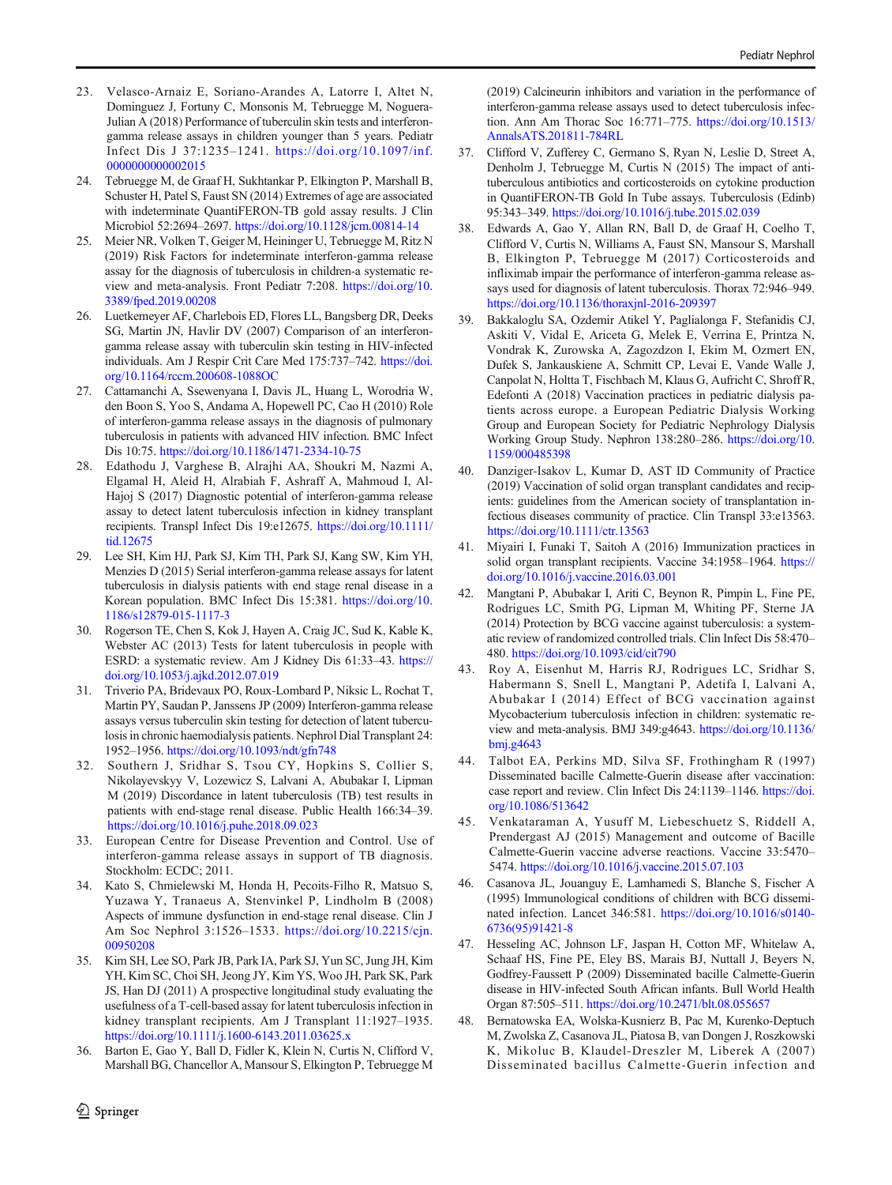23. Velasco-Arnaiz E, Soriano-Arandes A, Latorre I, Altet N, Dominguez J, Fortuny C, Monsonis M, Tebruegge M, Noguera-Julian A (2018) Performance of tuberculin skin tests and interferon-gamma release assays in children younger than 5 years. Pediatr Infect Dis J 37:1235–1241. https://doi.org/10.1097/inf.0000000000002015
24. Tebruegge M, de Graaf H, Sukhtankar P, Elkington P, Marshall B, Schuster H, Patel S, Faust SN (2014) Extremes of age are associated with indeterminate QuantiFERON-TB gold assay results. J Clin Microbiol 52:2694–2697. https://doi.org/10.1128/jcm.00814-14
25. Meier NR, Volken T, Geiger M, Heininger U, Tebruegge M, Ritz N (2019) Risk Factors for indeterminate interferon-gamma release assay for the diagnosis of tuberculosis in children-a systematic review and meta-analysis. Front Pediatr 7:208. https://doi.org/10.3389/fped.2019.00208
26. Luetkemeyer AF, Charlebois ED, Flores LL, Bangsberg DR, Deeks SG, Martin JN, Havlir DV (2007) Comparison of an interferon-gamma release assay with tuberculin skin testing in HIV-infected individuals. Am J Respir Crit Care Med 175:737–742. https://doi.org/10.1164/rccm.200608-1088OC
27. Cattamanchi A, Ssewenyana I, Davis JL, Huang L, Worodria W, den Boon S, Yoo S, Andama A, Hopewell PC, Cao H (2010) Role of interferon-gamma release assays in the diagnosis of pulmonary tuberculosis in patients with advanced HIV infection. BMC Infect Dis 10:75. https://doi.org/10.1186/1471-2334-10-75
28. Edathodu J, Varghese B, Alrajhi AA, Shoukri M, Nazmi A, Elgamal H, Aleid H, Alrabiah F, Ashraff A, Mahmoud I, Al-Hajoj S (2017) Diagnostic potential of interferon-gamma release assay to detect latent tuberculosis infection in kidney transplant recipients. Transpl Infect Dis 19:e12675. https://doi.org/10.1111/tid.12675
29. Lee SH, Kim HJ, Park SJ, Kim TH, Park SJ, Kang SW, Kim YH, Menzies D (2015) Serial interferon-gamma release assays for latent tuberculosis in dialysis patients with end stage renal disease in a Korean population. BMC Infect Dis 15:381. https://doi.org/10.1186/s12879-015-1117-3
30. Rogerson TE, Chen S, Kok J, Hayen A, Craig JC, Sud K, Kable K, Webster AC (2013) Tests for latent tuberculosis in people with ESRD: a systematic review. Am J Kidney Dis 61:33–43. https://doi.org/10.1053/j.ajkd.2012.07.019
31. Triverio PA, Bridevaux PO, Roux-Lombard P, Niksic L, Rochat T, Martin PY, Saudan P, Janssens JP (2009) Interferon-gamma release assays versus tuberculin skin testing for detection of latent tuberculosis in chronic haemodialysis patients. Nephrol Dial Transplant 24: 1952–1956. https://doi.org/10.1093/ndt/gfn748
32. Southern J, Sridhar S, Tsou CY, Hopkins S, Collier S, Nikolayevskyy V, Lozewicz S, Lalvani A, Abubakar I, Lipman M (2019) Discordance in latent tuberculosis (TB) test results in patients with end-stage renal disease. Public Health 166:34–39. https://doi.org/10.1016/j.puhe.2018.09.023
33. European Centre for Disease Prevention and Control. Use of interferon-gamma release assays in support of TB diagnosis. Stockholm: ECDC; 2011.
34. Kato S, Chmielewski M, Honda H, Pecoits-Filho R, Matsuo S, Yuzawa Y, Tranaeus A, Stenvinkel P, Lindholm B (2008) Aspects of immune dysfunction in end-stage renal disease. Clin J Am Soc Nephrol 3:1526–1533. https://doi.org/10.2215/cjn.00950208
35. Kim SH, Lee SO, Park JB, Park IA, Park SJ, Yun SC, Jung JH, Kim YH, Kim SC, Choi SH, Jeong JY, Kim YS, Woo JH, Park SK, Park JS, Han DJ (2011) A prospective longitudinal study evaluating the usefulness of a T-cell-based assay for latent tuberculosis infection in kidney transplant recipients. Am J Transplant 11:1927–1935. https://doi.org/10.1111/j.1600-6143.2011.03625.x
36. Barton E, Gao Y, Ball D, Fidler K, Klein N, Curtis N, Clifford V, Marshall BG, Chancellor A, Mansour S, Elkington P, Tebruegge M (2019) Calcineurin inhibitors and variation in the performance of interferon-gamma release assays used to detect tuberculosis infection. Ann Am Thorac Soc 16:771–775. https://doi.org/10.1513/AnnalsATS.201811-784RL
37. Clifford V, Zufferey C, Germano S, Ryan N, Leslie D, Street A, Denholm J, Tebruegge M, Curtis N (2015) The impact of anti-tuberculous antibiotics and corticosteroids on cytokine production in QuantiFERON-TB Gold In Tube assays. Tuberculosis (Edinb) 95:343–349. https://doi.org/10.1016/j.tube.2015.02.039
38. Edwards A, Gao Y, Allan RN, Ball D, de Graaf H, Coelho T, Clifford V, Curtis N, Williams A, Faust SN, Mansour S, Marshall B, Elkington P, Tebruegge M (2017) Corticosteroids and infliximab impair the performance of interferon-gamma release assays used for diagnosis of latent tuberculosis. Thorax 72:946–949. https://doi.org/10.1136/thoraxjnl-2016-209397
39. Bakkaloglu SA, Ozdemir Atikel Y, Paglialonga F, Stefanidis CJ, Askiti V, Vidal E, Ariceta G, Melek E, Verrina E, Printza N, Vondrak K, Zurowska A, Zagozdzon I, Ekim M, Ozmert EN, Dufek S, Jankauskiene A, Schmitt CP, Levai E, Vande Walle J, Canpolat N, Holtta T, Fischbach M, Klaus G, Aufricht C, Shroff R, Edefonti A (2018) Vaccination practices in pediatric dialysis patients across europe. a European Pediatric Dialysis Working Group and European Society for Pediatric Nephrology Dialysis Working Group Study. Nephron 138:280–286. https://doi.org/10.1159/000485398
40. Danziger-Isakov L, Kumar D, AST ID Community of Practice (2019) Vaccination of solid organ transplant candidates and recipients: guidelines from the American society of transplantation infectious diseases community of practice. Clin Transpl 33:e13563. https://doi.org/10.1111/ctr.13563
41. Miyairi I, Funaki T, Saitoh A (2016) Immunization practices in solid organ transplant recipients. Vaccine 34:1958–1964. https://doi.org/10.1016/j.vaccine.2016.03.001
42. Mangtani P, Abubakar I, Ariti C, Beynon R, Pimpin L, Fine PE, Rodrigues LC, Smith PG, Lipman M, Whiting PF, Sterne JA (2014) Protection by BCG vaccine against tuberculosis: a systematic review of randomized controlled trials. Clin Infect Dis 58:470–480. https://doi.org/10.1093/cid/cit790
43. Roy A, Eisenhut M, Harris RJ, Rodrigues LC, Sridhar S, Habermann S, Snell L, Mangtani P, Adetifa I, Lalvani A, Abubakar I (2014) Effect of BCG vaccination against Mycobacterium tuberculosis infection in children: systematic review and meta-analysis. BMJ 349:g4643. https://doi.org/10.1136/bmj.g4643
44. Talbot EA, Perkins MD, Silva SF, Frothingham R (1997) Disseminated bacille Calmette-Guerin disease after vaccination: case report and review. Clin Infect Dis 24:1139–1146. https://doi.org/10.1086/513642
45. Venkataraman A, Yusuff M, Liebeschuetz S, Riddell A, Prendergast AJ (2015) Management and outcome of Bacille Calmette-Guerin vaccine adverse reactions. Vaccine 33:5470–5474. https://doi.org/10.1016/j.vaccine.2015.07.103
46. Casanova JL, Jouanguy E, Lamhamedi S, Blanche S, Fischer A (1995) Immunological conditions of children with BCG disseminated infection. Lancet 346:581. https://doi.org/10.1016/s0140-6736(95)91421-8
47. Hesseling AC, Johnson LF, Jaspan H, Cotton MF, Whitelaw A, Schaaf HS, Fine PE, Eley BS, Marais BJ, Nuttall J, Beyers N, Godfrey-Faussett P (2009) Disseminated bacille Calmette-Guerin disease in HIV-infected South African infants. Bull World Health Organ 87:505–511. https://doi.org/10.2471/blt.08.055657
48. Bernatowska EA, Wolska-Kusnierz B, Pac M, Kurenko-Deptuch M, Zwolska Z, Casanova JL, Piatosa B, van Dongen J, Roszkowski K, Mikoluc B, Klaudel-Dreszler M, Liberek A (2007) Disseminated bacillus Calmette-Guerin infection and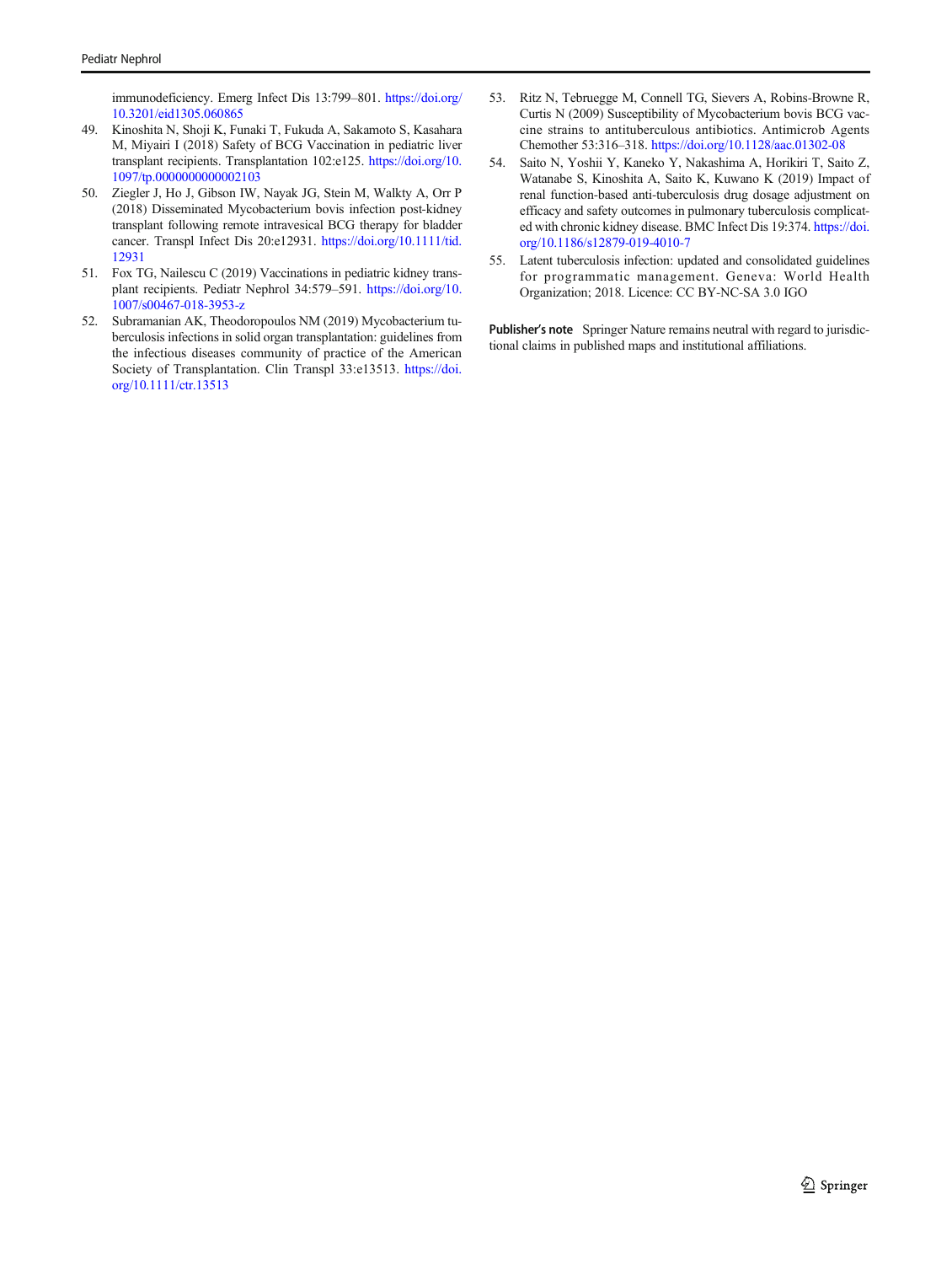immunodeficiency. Emerg Infect Dis 13:799–801. https://doi.org/10.3201/eid1305.060865

49. Kinoshita N, Shoji K, Funaki T, Fukuda A, Sakamoto S, Kasahara M, Miyairi I (2018) Safety of BCG Vaccination in pediatric liver transplant recipients. Transplantation 102:e125. https://doi.org/10.1097/tp.0000000000002103
50. Ziegler J, Ho J, Gibson IW, Nayak JG, Stein M, Walkty A, Orr P (2018) Disseminated Mycobacterium bovis infection post-kidney transplant following remote intravesical BCG therapy for bladder cancer. Transpl Infect Dis 20:e12931. https://doi.org/10.1111/tid.12931
51. Fox TG, Nailescu C (2019) Vaccinations in pediatric kidney transplant recipients. Pediatr Nephrol 34:579–591. https://doi.org/10.1007/s00467-018-3953-z
52. Subramanian AK, Theodoropoulos NM (2019) Mycobacterium tuberculosis infections in solid organ transplantation: guidelines from the infectious diseases community of practice of the American Society of Transplantation. Clin Transpl 33:e13513. https://doi.org/10.1111/ctr.13513
53. Ritz N, Tebruegge M, Connell TG, Sievers A, Robins-Browne R, Curtis N (2009) Susceptibility of Mycobacterium bovis BCG vaccine strains to antituberculous antibiotics. Antimicrob Agents Chemother 53:316–318. https://doi.org/10.1128/aac.01302-08
54. Saito N, Yoshii Y, Kaneko Y, Nakashima A, Horikiri T, Saito Z, Watanabe S, Kinoshita A, Saito K, Kuwano K (2019) Impact of renal function-based anti-tuberculosis drug dosage adjustment on efficacy and safety outcomes in pulmonary tuberculosis complicated with chronic kidney disease. BMC Infect Dis 19:374. https://doi.org/10.1186/s12879-019-4010-7
55. Latent tuberculosis infection: updated and consolidated guidelines for programmatic management. Geneva: World Health Organization; 2018. Licence: CC BY-NC-SA 3.0 IGO

**Publisher's note** Springer Nature remains neutral with regard to jurisdictional claims in published maps and institutional affiliations.